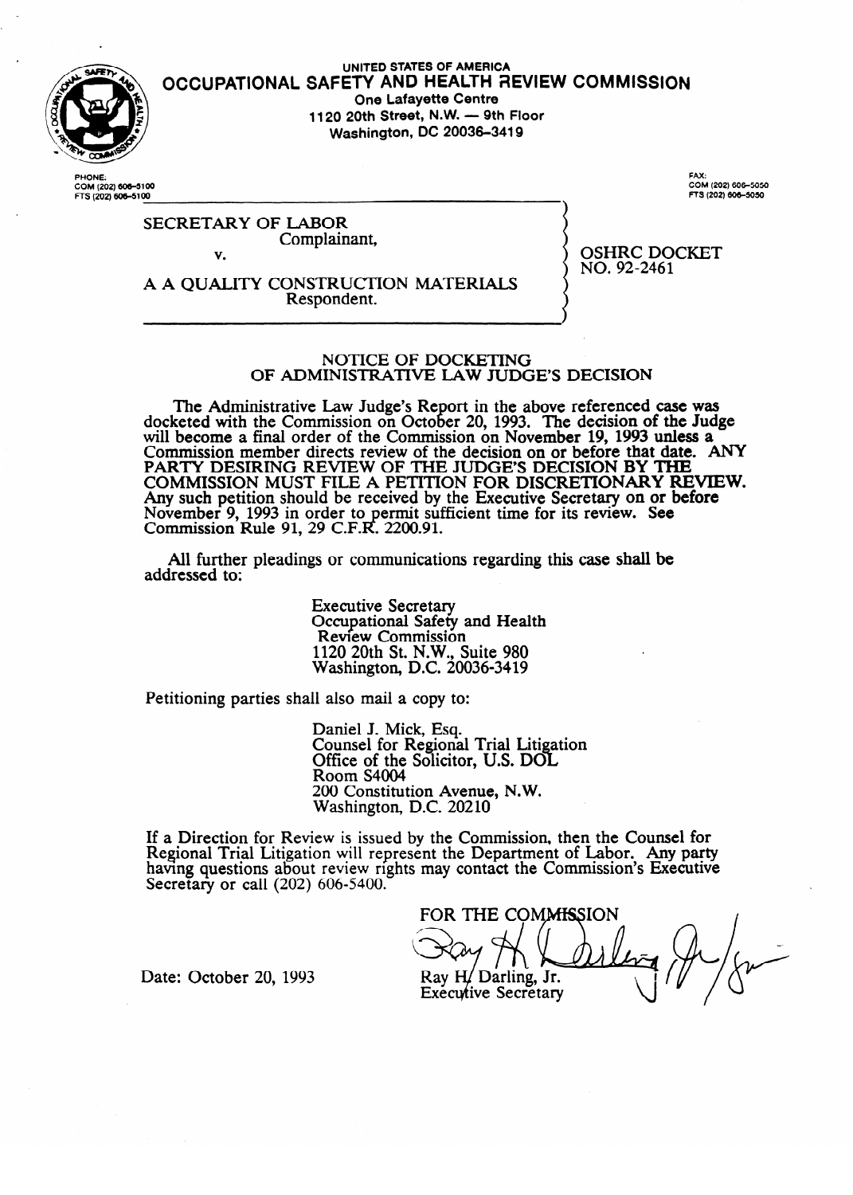UNITED STATES OF AMERICA

# OCCUPATIONAL SAFETY AND HEALTH REVIEW COMMISSION

One Lafayette Centre
1120 20th Street, N.W. — 9th Floor
Washington, DC 20036-3419

PHONE:
COM (202) 606-5100
FTS (202) 606-5100

FAX:
COM (202) 606-5050
FTS (202) 606-5050

SECRETARY OF LABOR
Complainant,

v.

A A QUALITY CONSTRUCTION MATERIALS
Respondent.

OSHRC DOCKET
NO. 92-2461

## NOTICE OF DOCKETING OF ADMINISTRATIVE LAW JUDGE'S DECISION

The Administrative Law Judge's Report in the above referenced case was docketed with the Commission on October 20, 1993. The decision of the Judge will become a final order of the Commission on November 19, 1993 unless a Commission member directs review of the decision on or before that date. **ANY PARTY DESIRING REVIEW OF THE JUDGE'S DECISION BY THE COMMISSION MUST FILE A PETITION FOR DISCRETIONARY REVIEW.** Any such petition should be received by the Executive Secretary on or before November 9, 1993 in order to permit sufficient time for its review. See Commission Rule 91, 29 C.F.R. 2200.91.

All further pleadings or communications regarding this case shall be addressed to:

Executive Secretary
Occupational Safety and Health
Review Commission
1120 20th St. N.W., Suite 980
Washington, D.C. 20036-3419

Petitioning parties shall also mail a copy to:

Daniel J. Mick, Esq.
Counsel for Regional Trial Litigation
Office of the Solicitor, U.S. DOL
Room S4004
200 Constitution Avenue, N.W.
Washington, D.C. 20210

If a Direction for Review is issued by the Commission, then the Counsel for Regional Trial Litigation will represent the Department of Labor. Any party having questions about review rights may contact the Commission's Executive Secretary or call (202) 606-5400.

FOR THE COMMISSION

Ray H. Darling, Jr.
Executive Secretary

Date: October 20, 1993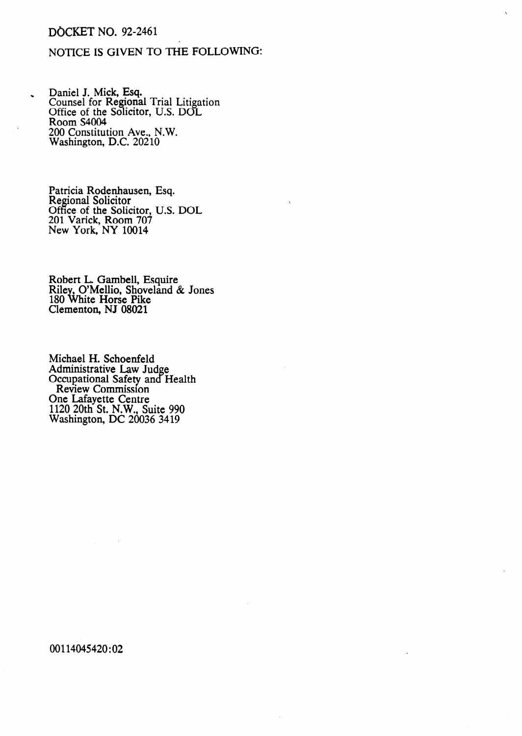DOCKET NO. 92-2461

NOTICE IS GIVEN TO THE FOLLOWING:

Daniel J. Mick, Esq.
Counsel for Regional Trial Litigation
Office of the Solicitor, U.S. DOL
Room S4004
200 Constitution Ave., N.W.
Washington, D.C. 20210

Patricia Rodenhausen, Esq.
Regional Solicitor
Office of the Solicitor, U.S. DOL
201 Varick, Room 707
New York, NY 10014

Robert L. Gambell, Esquire
Riley, O'Mellio, Shoveland & Jones
180 White Horse Pike
Clementon, NJ 08021

Michael H. Schoenfeld
Administrative Law Judge
Occupational Safety and Health
Review Commission
One Lafayette Centre
1120 20th St. N.W., Suite 990
Washington, DC 20036 3419

00114045420:02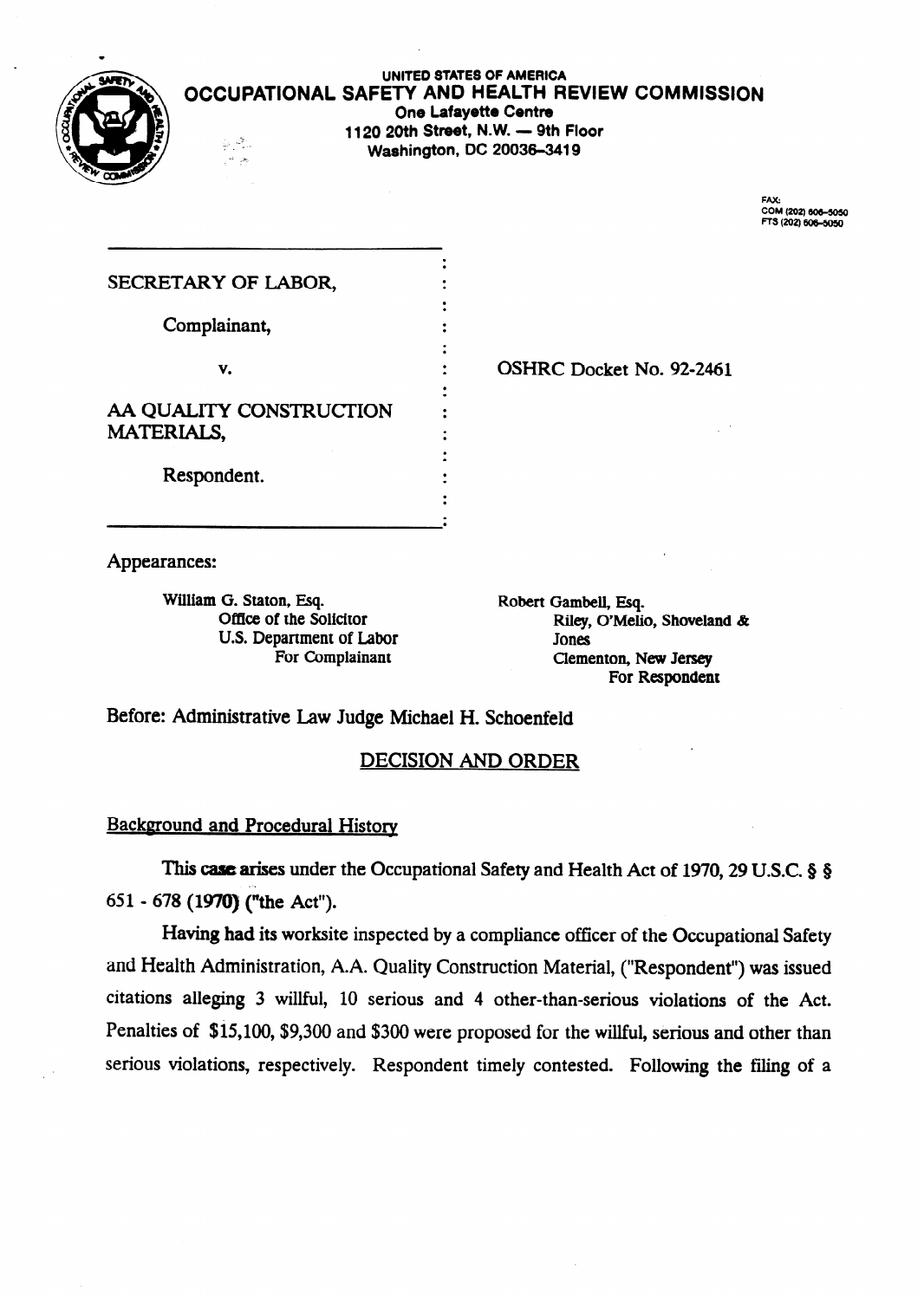UNITED STATES OF AMERICA

# OCCUPATIONAL SAFETY AND HEALTH REVIEW COMMISSION

One Lafayette Centre
1120 20th Street, N.W. — 9th Floor
Washington, DC 20036-3419

FAX:
COM (202) 606-5050
FTS (202) 606-5050

| | | |
|---|---|---|
| SECRETARY OF LABOR, | : | |
| Complainant, | : | |
| v. | : | OSHRC Docket No. 92-2461 |
| AA QUALITY CONSTRUCTION MATERIALS, | : | |
| Respondent. | : | |

Appearances:

William G. Staton, Esq.
Office of the Solicitor
U.S. Department of Labor
For Complainant

Robert Gambell, Esq.
Riley, O'Melio, Shoveland & Jones
Clementon, New Jersey
For Respondent

Before: Administrative Law Judge Michael H. Schoenfeld

## DECISION AND ORDER

### Background and Procedural History

This case arises under the Occupational Safety and Health Act of 1970, 29 U.S.C. § § 651 - 678 (1970) ("the Act").

Having had its worksite inspected by a compliance officer of the Occupational Safety and Health Administration, A.A. Quality Construction Material, ("Respondent") was issued citations alleging 3 willful, 10 serious and 4 other-than-serious violations of the Act. Penalties of $15,100, $9,300 and $300 were proposed for the willful, serious and other than serious violations, respectively. Respondent timely contested. Following the filing of a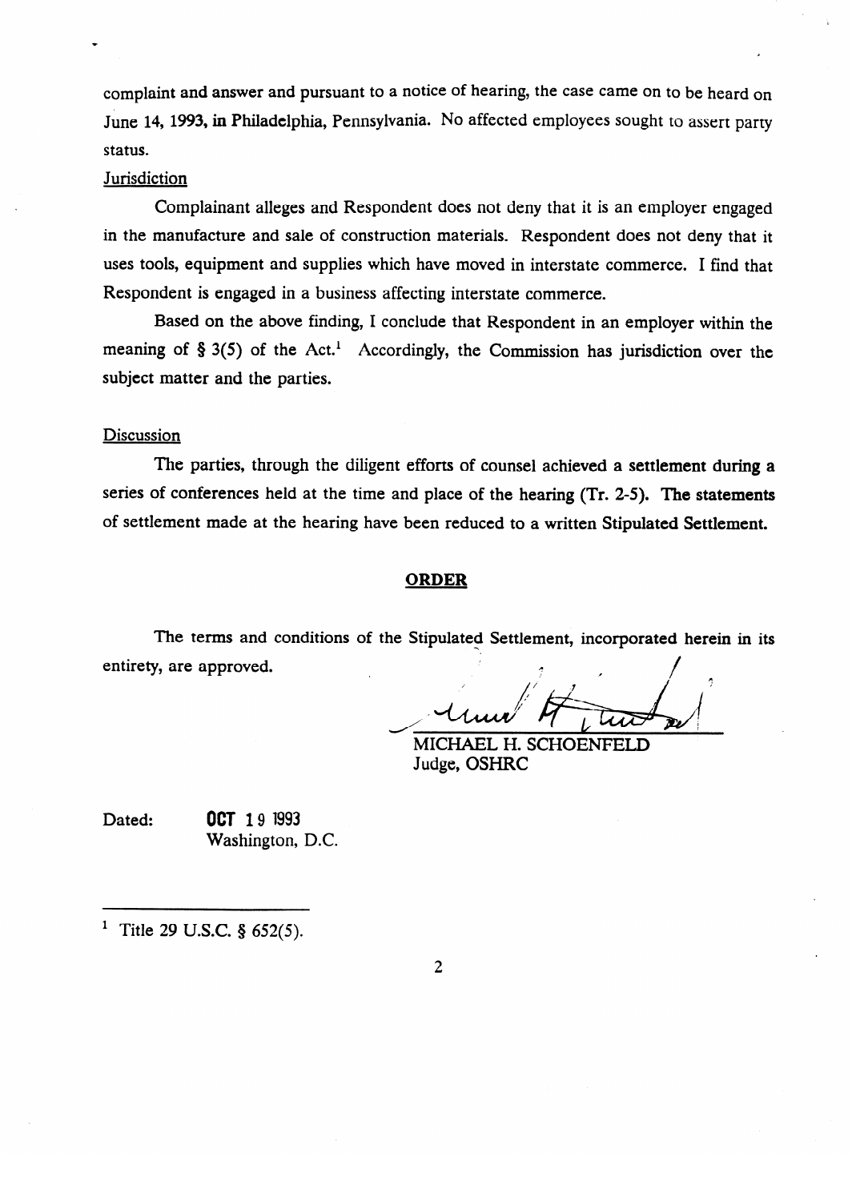complaint and answer and pursuant to a notice of hearing, the case came on to be heard on June 14, 1993, in Philadelphia, Pennsylvania. No affected employees sought to assert party status.

Jurisdiction

Complainant alleges and Respondent does not deny that it is an employer engaged in the manufacture and sale of construction materials. Respondent does not deny that it uses tools, equipment and supplies which have moved in interstate commerce. I find that Respondent is engaged in a business affecting interstate commerce.

Based on the above finding, I conclude that Respondent in an employer within the meaning of § 3(5) of the Act.[1] Accordingly, the Commission has jurisdiction over the subject matter and the parties.

Discussion

The parties, through the diligent efforts of counsel achieved a settlement during a series of conferences held at the time and place of the hearing (Tr. 2-5). The statements of settlement made at the hearing have been reduced to a written Stipulated Settlement.

## ORDER

The terms and conditions of the Stipulated Settlement, incorporated herein in its entirety, are approved.

MICHAEL H. SCHOENFELD
Judge, OSHRC

Dated: OCT 19 1993
Washington, D.C.

[1] Title 29 U.S.C. § 652(5).